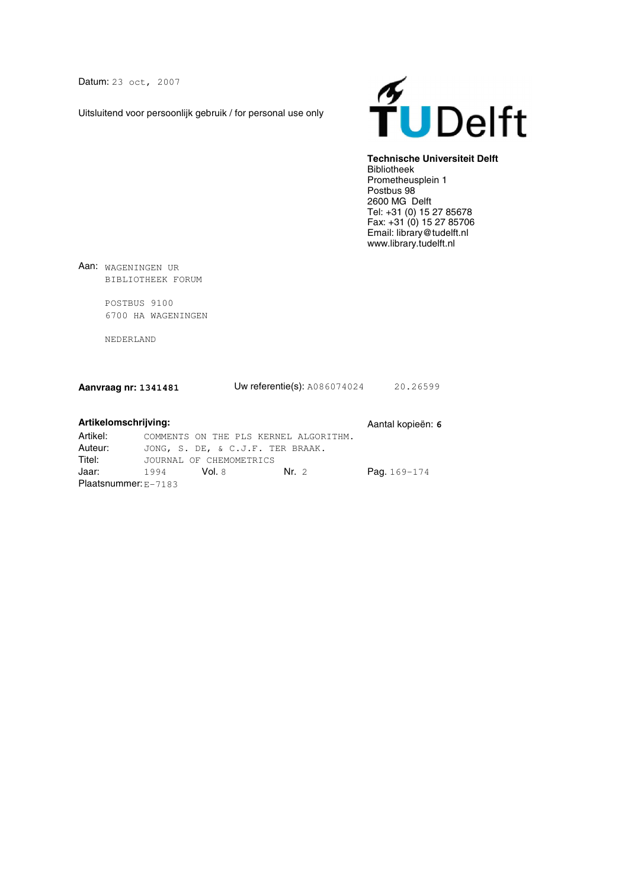Datum: 23 oct, 2007

Uitsluitend voor persoonlijk gebruik / for personal use only

TU Delft

**Technische Universiteit Delft**
Bibliotheek
Prometheusplein 1
Postbus 98
2600 MG Delft
Tel: +31 (0) 15 27 85678
Fax: +31 (0) 15 27 85706
Email: library@tudelft.nl
www.library.tudelft.nl

Aan: WAGENINGEN UR
BIBLIOTHEEK FORUM

POSTBUS 9100
6700 HA WAGENINGEN

NEDERLAND

**Aanvraag nr: 1341481** Uw referentie(s): A086074024 20.26599

**Artikelomschrijving:** Aantal kopieën: **6**

Artikel: COMMENTS ON THE PLS KERNEL ALGORITHM.
Auteur: JONG, S. DE, & C.J.F. TER BRAAK.
Titel: JOURNAL OF CHEMOMETRICS
Jaar: 1994 Vol. 8 Nr. 2 Pag. 169-174
Plaatsnummer: E-7183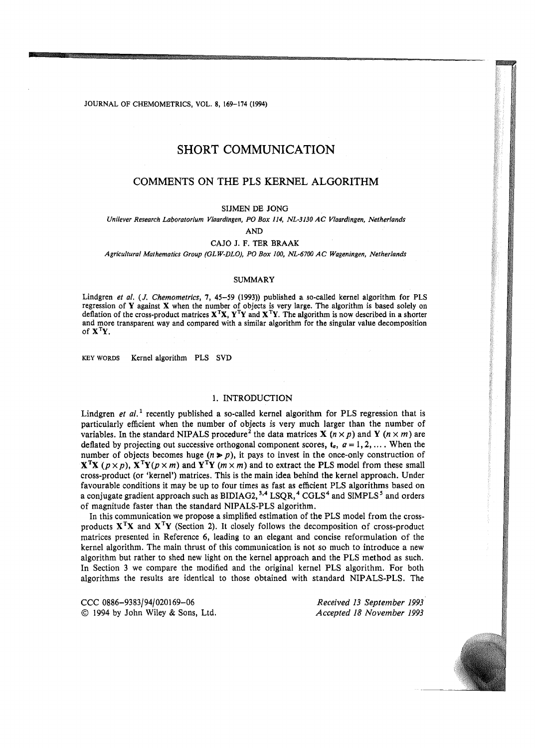# SHORT COMMUNICATION

## COMMENTS ON THE PLS KERNEL ALGORITHM

SIJMEN DE JONG

*Unilever Research Laboratorium Vlaardingen, PO Box 114, NL-3130 AC Vlaardingen, Netherlands*

AND

CAJO J. F. TER BRAAK

*Agricultural Mathematics Group (GLW-DLO), PO Box 100, NL-6700 AC Wageningen, Netherlands*

### SUMMARY

Lindgren *et al.* (*J. Chemometrics*, **7**, 45–59 (1993)) published a so-called kernel algorithm for PLS regression of $\mathbf{Y}$ against $\mathbf{X}$ when the number of objects is very large. The algorithm is based solely on deflation of the cross-product matrices $\mathbf{X}^{\mathrm{T}}\mathbf{X}$, $\mathbf{Y}^{\mathrm{T}}\mathbf{Y}$ and $\mathbf{X}^{\mathrm{T}}\mathbf{Y}$. The algorithm is now described in a shorter and more transparent way and compared with a similar algorithm for the singular value decomposition of $\mathbf{X}^{\mathrm{T}}\mathbf{Y}$.

KEY WORDS Kernel algorithm PLS SVD

### 1. INTRODUCTION

Lindgren *et al.*[1] recently published a so-called kernel algorithm for PLS regression that is particularly efficient when the number of objects is very much larger than the number of variables. In the standard NIPALS procedure[2] the data matrices $\mathbf{X}$ $(n \times p)$ and $\mathbf{Y}$ $(n \times m)$ are deflated by projecting out successive orthogonal component scores, $\mathbf{t}_a$, $a = 1, 2, \ldots$. When the number of objects becomes huge $(n \gg p)$, it pays to invest in the once-only construction of $\mathbf{X}^{\mathrm{T}}\mathbf{X}$ $(p \times p)$, $\mathbf{X}^{\mathrm{T}}\mathbf{Y}$ $(p \times m)$ and $\mathbf{Y}^{\mathrm{T}}\mathbf{Y}$ $(m \times m)$ and to extract the PLS model from these small cross-product (or 'kernel') matrices. This is the main idea behind the kernel approach. Under favourable conditions it may be up to four times as fast as efficient PLS algorithms based on a conjugate gradient approach such as BIDIAG2,[3,4] LSQR,[4] CGLS[4] and SIMPLS[5] and orders of magnitude faster than the standard NIPALS-PLS algorithm.

In this communication we propose a simplified estimation of the PLS model from the cross-products $\mathbf{X}^{\mathrm{T}}\mathbf{X}$ and $\mathbf{X}^{\mathrm{T}}\mathbf{Y}$ (Section 2). It closely follows the decomposition of cross-product matrices presented in Reference 6, leading to an elegant and concise reformulation of the kernel algorithm. The main thrust of this communication is not so much to introduce a new algorithm but rather to shed new light on the kernel approach and the PLS method as such. In Section 3 we compare the modified and the original kernel PLS algorithm. For both algorithms the results are identical to those obtained with standard NIPALS-PLS. The

CCC 0886-9383/94/020169–06
© 1994 by John Wiley & Sons, Ltd.

*Received 13 September 1993*
*Accepted 18 November 1993*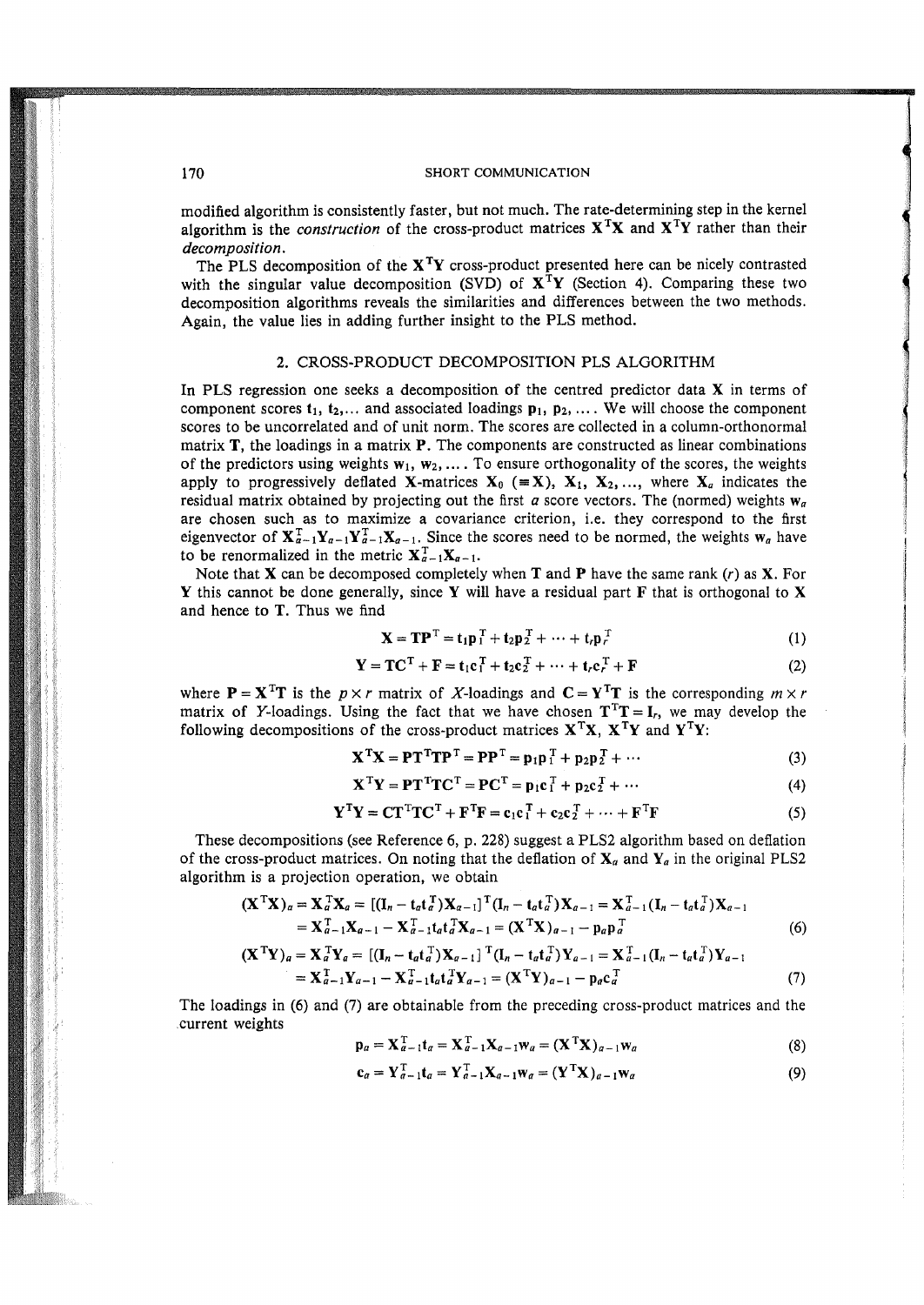modified algorithm is consistently faster, but not much. The rate-determining step in the kernel algorithm is the *construction* of the cross-product matrices $\mathbf{X}^T\mathbf{X}$ and $\mathbf{X}^T\mathbf{Y}$ rather than their *decomposition*.

The PLS decomposition of the $\mathbf{X}^T\mathbf{Y}$ cross-product presented here can be nicely contrasted with the singular value decomposition (SVD) of $\mathbf{X}^T\mathbf{Y}$ (Section 4). Comparing these two decomposition algorithms reveals the similarities and differences between the two methods. Again, the value lies in adding further insight to the PLS method.

## 2. CROSS-PRODUCT DECOMPOSITION PLS ALGORITHM

In PLS regression one seeks a decomposition of the centred predictor data $\mathbf{X}$ in terms of component scores $\mathbf{t}_1, \mathbf{t}_2, \ldots$ and associated loadings $\mathbf{p}_1, \mathbf{p}_2, \ldots$. We will choose the component scores to be uncorrelated and of unit norm. The scores are collected in a column-orthonormal matrix $\mathbf{T}$, the loadings in a matrix $\mathbf{P}$. The components are constructed as linear combinations of the predictors using weights $\mathbf{w}_1, \mathbf{w}_2, \ldots$. To ensure orthogonality of the scores, the weights apply to progressively deflated $\mathbf{X}$-matrices $\mathbf{X}_0$ ($\equiv \mathbf{X}$), $\mathbf{X}_1$, $\mathbf{X}_2, \ldots$, where $\mathbf{X}_a$ indicates the residual matrix obtained by projecting out the first $a$ score vectors. The (normed) weights $\mathbf{w}_a$ are chosen such as to maximize a covariance criterion, i.e. they correspond to the first eigenvector of $\mathbf{X}_{a-1}^T\mathbf{Y}_{a-1}\mathbf{Y}_{a-1}^T\mathbf{X}_{a-1}$. Since the scores need to be normed, the weights $\mathbf{w}_a$ have to be renormalized in the metric $\mathbf{X}_{a-1}^T\mathbf{X}_{a-1}$.

Note that $\mathbf{X}$ can be decomposed completely when $\mathbf{T}$ and $\mathbf{P}$ have the same rank ($r$) as $\mathbf{X}$. For $\mathbf{Y}$ this cannot be done generally, since $\mathbf{Y}$ will have a residual part $\mathbf{F}$ that is orthogonal to $\mathbf{X}$ and hence to $\mathbf{T}$. Thus we find

$$\mathbf{X} = \mathbf{T}\mathbf{P}^T = \mathbf{t}_1\mathbf{p}_1^T + \mathbf{t}_2\mathbf{p}_2^T + \cdots + \mathbf{t}_r\mathbf{p}_r^T \tag{1}$$

$$\mathbf{Y} = \mathbf{T}\mathbf{C}^T + \mathbf{F} = \mathbf{t}_1\mathbf{c}_1^T + \mathbf{t}_2\mathbf{c}_2^T + \cdots + \mathbf{t}_r\mathbf{c}_r^T + \mathbf{F} \tag{2}$$

where $\mathbf{P} = \mathbf{X}^T\mathbf{T}$ is the $p \times r$ matrix of $X$-loadings and $\mathbf{C} = \mathbf{Y}^T\mathbf{T}$ is the corresponding $m \times r$ matrix of $Y$-loadings. Using the fact that we have chosen $\mathbf{T}^T\mathbf{T} = \mathbf{I}_r$, we may develop the following decompositions of the cross-product matrices $\mathbf{X}^T\mathbf{X}$, $\mathbf{X}^T\mathbf{Y}$ and $\mathbf{Y}^T\mathbf{Y}$:

$$\mathbf{X}^T\mathbf{X} = \mathbf{P}\mathbf{T}^T\mathbf{T}\mathbf{P}^T = \mathbf{P}\mathbf{P}^T = \mathbf{p}_1\mathbf{p}_1^T + \mathbf{p}_2\mathbf{p}_2^T + \cdots \tag{3}$$

$$\mathbf{X}^T\mathbf{Y} = \mathbf{P}\mathbf{T}^T\mathbf{T}\mathbf{C}^T = \mathbf{P}\mathbf{C}^T = \mathbf{p}_1\mathbf{c}_1^T + \mathbf{p}_2\mathbf{c}_2^T + \cdots \tag{4}$$

$$\mathbf{Y}^T\mathbf{Y} = \mathbf{C}\mathbf{T}^T\mathbf{T}\mathbf{C}^T + \mathbf{F}^T\mathbf{F} = \mathbf{c}_1\mathbf{c}_1^T + \mathbf{c}_2\mathbf{c}_2^T + \cdots + \mathbf{F}^T\mathbf{F} \tag{5}$$

These decompositions (see Reference 6, p. 228) suggest a PLS2 algorithm based on deflation of the cross-product matrices. On noting that the deflation of $\mathbf{X}_a$ and $\mathbf{Y}_a$ in the original PLS2 algorithm is a projection operation, we obtain

$$\begin{aligned}(\mathbf{X}^T\mathbf{X})_a &= \mathbf{X}_a^T\mathbf{X}_a = [(\mathbf{I}_n - \mathbf{t}_a\mathbf{t}_a^T)\mathbf{X}_{a-1}]^T(\mathbf{I}_n - \mathbf{t}_a\mathbf{t}_a^T)\mathbf{X}_{a-1} = \mathbf{X}_{a-1}^T(\mathbf{I}_n - \mathbf{t}_a\mathbf{t}_a^T)\mathbf{X}_{a-1} \\ &= \mathbf{X}_{a-1}^T\mathbf{X}_{a-1} - \mathbf{X}_{a-1}^T\mathbf{t}_a\mathbf{t}_a^T\mathbf{X}_{a-1} = (\mathbf{X}^T\mathbf{X})_{a-1} - \mathbf{p}_a\mathbf{p}_a^T\end{aligned} \tag{6}$$

$$\begin{aligned}(\mathbf{X}^T\mathbf{Y})_a &= \mathbf{X}_a^T\mathbf{Y}_a = [(\mathbf{I}_n - \mathbf{t}_a\mathbf{t}_a^T)\mathbf{X}_{a-1}]^T(\mathbf{I}_n - \mathbf{t}_a\mathbf{t}_a^T)\mathbf{Y}_{a-1} = \mathbf{X}_{a-1}^T(\mathbf{I}_n - \mathbf{t}_a\mathbf{t}_a^T)\mathbf{Y}_{a-1} \\ &= \mathbf{X}_{a-1}^T\mathbf{Y}_{a-1} - \mathbf{X}_{a-1}^T\mathbf{t}_a\mathbf{t}_a^T\mathbf{Y}_{a-1} = (\mathbf{X}^T\mathbf{Y})_{a-1} - \mathbf{p}_a\mathbf{c}_a^T\end{aligned} \tag{7}$$

The loadings in (6) and (7) are obtainable from the preceding cross-product matrices and the current weights

$$\mathbf{p}_a = \mathbf{X}_{a-1}^T\mathbf{t}_a = \mathbf{X}_{a-1}^T\mathbf{X}_{a-1}\mathbf{w}_a = (\mathbf{X}^T\mathbf{X})_{a-1}\mathbf{w}_a \tag{8}$$

$$\mathbf{c}_a = \mathbf{Y}_{a-1}^T\mathbf{t}_a = \mathbf{Y}_{a-1}^T\mathbf{X}_{a-1}\mathbf{w}_a = (\mathbf{Y}^T\mathbf{X})_{a-1}\mathbf{w}_a \tag{9}$$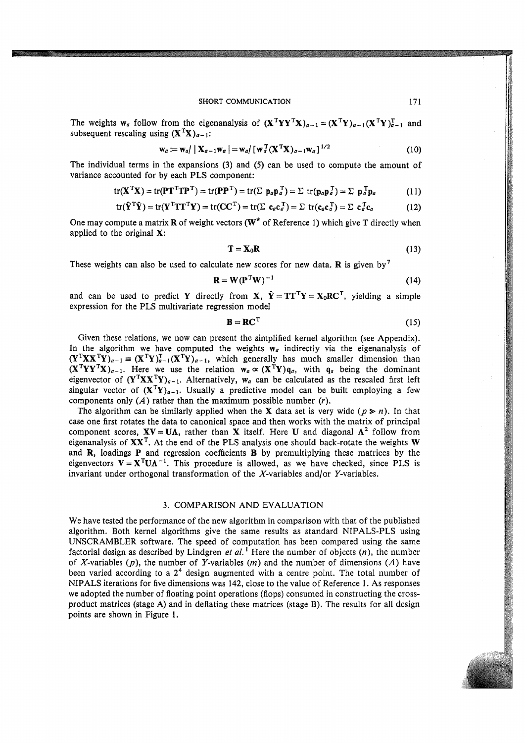The weights $\mathbf{w}_a$ follow from the eigenanalysis of $(\mathbf{X}^\mathrm{T}\mathbf{Y}\mathbf{Y}^\mathrm{T}\mathbf{X})_{a-1} = (\mathbf{X}^\mathrm{T}\mathbf{Y})_{a-1}(\mathbf{X}^\mathrm{T}\mathbf{Y})_{a-1}^\mathrm{T}$ and subsequent rescaling using $(\mathbf{X}^\mathrm{T}\mathbf{X})_{a-1}$:

$$\mathbf{w}_a := \mathbf{w}_a / \mid \mathbf{X}_{a-1}\mathbf{w}_a \mid = \mathbf{w}_a / [\mathbf{w}_a^\mathrm{T}(\mathbf{X}^\mathrm{T}\mathbf{X})_{a-1}\mathbf{w}_a]^{1/2} \tag{10}$$

The individual terms in the expansions (3) and (5) can be used to compute the amount of variance accounted for by each PLS component:

$$\mathrm{tr}(\mathbf{X}^\mathrm{T}\mathbf{X}) = \mathrm{tr}(\mathbf{P}\mathbf{T}^\mathrm{T}\mathbf{T}\mathbf{P}^\mathrm{T}) = \mathrm{tr}(\mathbf{P}\mathbf{P}^\mathrm{T}) = \mathrm{tr}(\Sigma\ \mathbf{p}_a\mathbf{p}_a^\mathrm{T}) = \Sigma\ \mathrm{tr}(\mathbf{p}_a\mathbf{p}_a^\mathrm{T}) = \Sigma\ \mathbf{p}_a^\mathrm{T}\mathbf{p}_a \tag{11}$$

$$\mathrm{tr}(\hat{\mathbf{Y}}^\mathrm{T}\hat{\mathbf{Y}}) = \mathrm{tr}(\mathbf{Y}^\mathrm{T}\mathbf{T}\mathbf{T}^\mathrm{T}\mathbf{Y}) = \mathrm{tr}(\mathbf{C}\mathbf{C}^\mathrm{T}) = \mathrm{tr}(\Sigma\ \mathbf{c}_a\mathbf{c}_a^\mathrm{T}) = \Sigma\ \mathrm{tr}(\mathbf{c}_a\mathbf{c}_a^\mathrm{T}) = \Sigma\ \mathbf{c}_a^\mathrm{T}\mathbf{c}_a \tag{12}$$

One may compute a matrix $\mathbf{R}$ of weight vectors ($\mathbf{W}^*$ of Reference 1) which give $\mathbf{T}$ directly when applied to the original $\mathbf{X}$:

$$\mathbf{T} = \mathbf{X}_0\mathbf{R} \tag{13}$$

These weights can also be used to calculate new scores for new data. $\mathbf{R}$ is given by[7]

$$\mathbf{R} = \mathbf{W}(\mathbf{P}^\mathrm{T}\mathbf{W})^{-1} \tag{14}$$

and can be used to predict $\mathbf{Y}$ directly from $\mathbf{X}$, $\hat{\mathbf{Y}} = \mathbf{T}\mathbf{T}^\mathrm{T}\mathbf{Y} = \mathbf{X}_0\mathbf{R}\mathbf{C}^\mathrm{T}$, yielding a simple expression for the PLS multivariate regression model

$$\mathbf{B} = \mathbf{R}\mathbf{C}^\mathrm{T} \tag{15}$$

Given these relations, we now can present the simplified kernel algorithm (see Appendix). In the algorithm we have computed the weights $\mathbf{w}_a$ indirectly via the eigenanalysis of $(\mathbf{Y}^\mathrm{T}\mathbf{X}\mathbf{X}^\mathrm{T}\mathbf{Y})_{a-1} \equiv (\mathbf{X}^\mathrm{T}\mathbf{Y})_{a-1}^\mathrm{T}(\mathbf{X}^\mathrm{T}\mathbf{Y})_{a-1}$, which generally has much smaller dimension than $(\mathbf{X}^\mathrm{T}\mathbf{Y}\mathbf{Y}^\mathrm{T}\mathbf{X})_{a-1}$. Here we use the relation $\mathbf{w}_a \propto (\mathbf{X}^\mathrm{T}\mathbf{Y})\mathbf{q}_a$, with $\mathbf{q}_a$ being the dominant eigenvector of $(\mathbf{Y}^\mathrm{T}\mathbf{X}\mathbf{X}^\mathrm{T}\mathbf{Y})_{a-1}$. Alternatively, $\mathbf{w}_a$ can be calculated as the rescaled first left singular vector of $(\mathbf{X}^\mathrm{T}\mathbf{Y})_{a-1}$. Usually a predictive model can be built employing a few components only ($A$) rather than the maximum possible number ($r$).

The algorithm can be similarly applied when the $\mathbf{X}$ data set is very wide ($p \gg n$). In that case one first rotates the data to canonical space and then works with the matrix of principal component scores, $\mathbf{X}\mathbf{V} = \mathbf{U}\mathbf{\Lambda}$, rather than $\mathbf{X}$ itself. Here $\mathbf{U}$ and diagonal $\mathbf{\Lambda}^2$ follow from eigenanalysis of $\mathbf{X}\mathbf{X}^\mathrm{T}$. At the end of the PLS analysis one should back-rotate the weights $\mathbf{W}$ and $\mathbf{R}$, loadings $\mathbf{P}$ and regression coefficients $\mathbf{B}$ by premultiplying these matrices by the eigenvectors $\mathbf{V} = \mathbf{X}^\mathrm{T}\mathbf{U}\mathbf{\Lambda}^{-1}$. This procedure is allowed, as we have checked, since PLS is invariant under orthogonal transformation of the $X$-variables and/or $Y$-variables.

## 3. COMPARISON AND EVALUATION

We have tested the performance of the new algorithm in comparison with that of the published algorithm. Both kernel algorithms give the same results as standard NIPALS-PLS using UNSCRAMBLER software. The speed of computation has been compared using the same factorial design as described by Lindgren *et al.*[1] Here the number of objects ($n$), the number of $X$-variables ($p$), the number of $Y$-variables ($m$) and the number of dimensions ($A$) have been varied according to a $2^4$ design augmented with a centre point. The total number of NIPALS iterations for five dimensions was 142, close to the value of Reference 1. As responses we adopted the number of floating point operations (flops) consumed in constructing the cross-product matrices (stage A) and in deflating these matrices (stage B). The results for all design points are shown in Figure 1.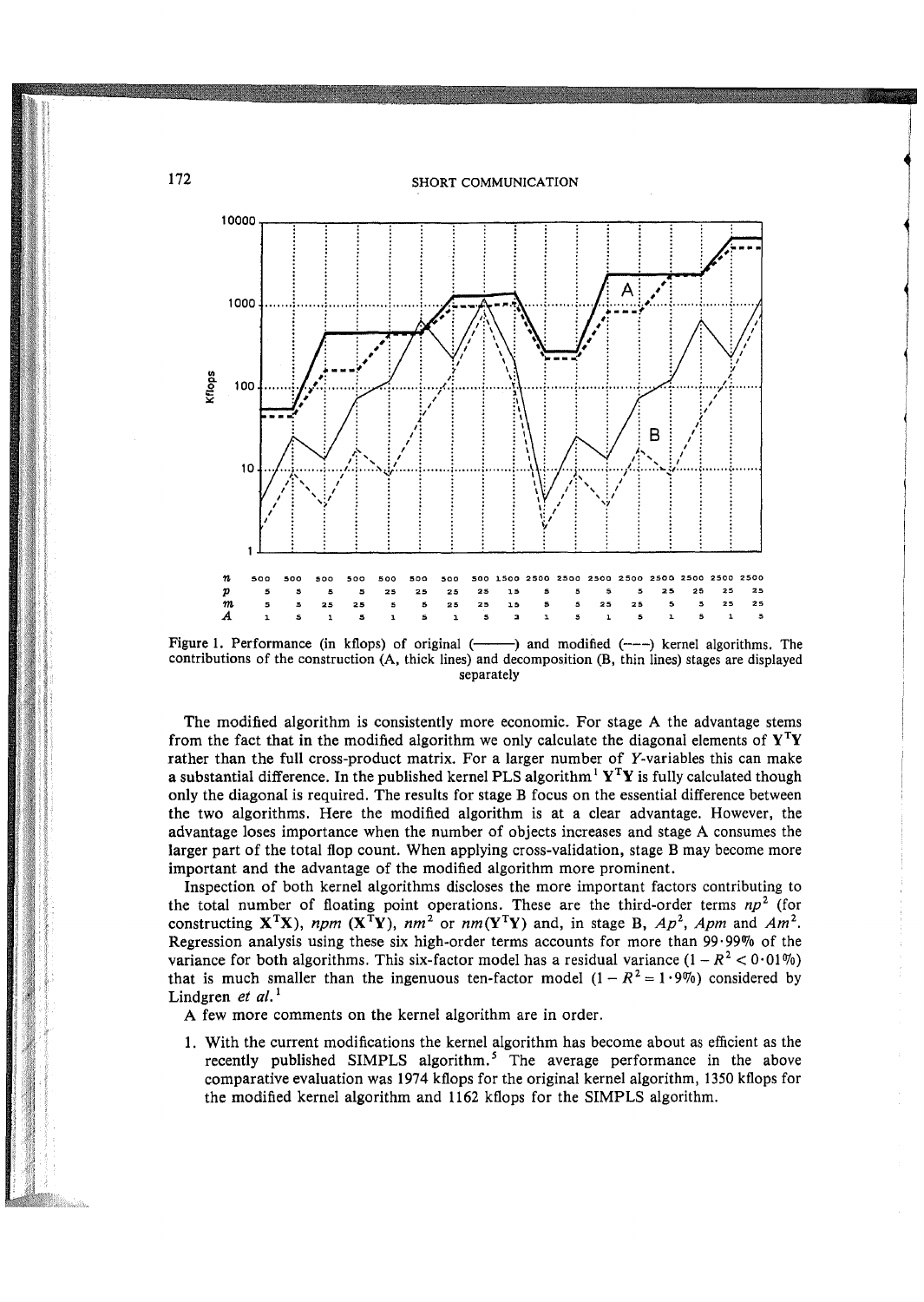| $n$ | 500 | 500 | 500 | 500 | 500 | 500 | 500 | 500 | 1500 | 2500 | 2500 | 2500 | 2500 | 2500 | 2500 | 2500 | 2500 |
|---|---|---|---|---|---|---|---|---|---|---|---|---|---|---|---|---|---|
| $p$ | 5 | 5 | 5 | 5 | 25 | 25 | 25 | 25 | 15 | 5 | 5 | 5 | 5 | 25 | 25 | 25 | 25 |
| $m$ | 5 | 5 | 25 | 25 | 5 | 5 | 25 | 25 | 15 | 5 | 5 | 25 | 25 | 5 | 5 | 25 | 25 |
| $A$ | 1 | 5 | 1 | 5 | 1 | 5 | 1 | 5 | 3 | 1 | 5 | 1 | 5 | 1 | 5 | 1 | 5 |

Figure 1. Performance (in kflops) of original (———) and modified (- - -) kernel algorithms. The contributions of the construction (A, thick lines) and decomposition (B, thin lines) stages are displayed separately

The modified algorithm is consistently more economic. For stage A the advantage stems from the fact that in the modified algorithm we only calculate the diagonal elements of $\mathbf{Y}^T\mathbf{Y}$ rather than the full cross-product matrix. For a larger number of $Y$-variables this can make a substantial difference. In the published kernel PLS algorithm[1] $\mathbf{Y}^T\mathbf{Y}$ is fully calculated though only the diagonal is required. The results for stage B focus on the essential difference between the two algorithms. Here the modified algorithm is at a clear advantage. However, the advantage loses importance when the number of objects increases and stage A consumes the larger part of the total flop count. When applying cross-validation, stage B may become more important and the advantage of the modified algorithm more prominent.

Inspection of both kernel algorithms discloses the more important factors contributing to the total number of floating point operations. These are the third-order terms $np^2$ (for constructing $\mathbf{X}^T\mathbf{X}$), $npm$ ($\mathbf{X}^T\mathbf{Y}$), $nm^2$ or $nm(\mathbf{Y}^T\mathbf{Y})$ and, in stage B, $Ap^2$, $Apm$ and $Am^2$. Regression analysis using these six high-order terms accounts for more than 99·99% of the variance for both algorithms. This six-factor model has a residual variance ($1 - R^2 < 0{\cdot}01\%$) that is much smaller than the ingenuous ten-factor model ($1 - R^2 = 1{\cdot}9\%$) considered by Lindgren *et al.*[1]

A few more comments on the kernel algorithm are in order.

1. With the current modifications the kernel algorithm has become about as efficient as the recently published SIMPLS algorithm.[5] The average performance in the above comparative evaluation was 1974 kflops for the original kernel algorithm, 1350 kflops for the modified kernel algorithm and 1162 kflops for the SIMPLS algorithm.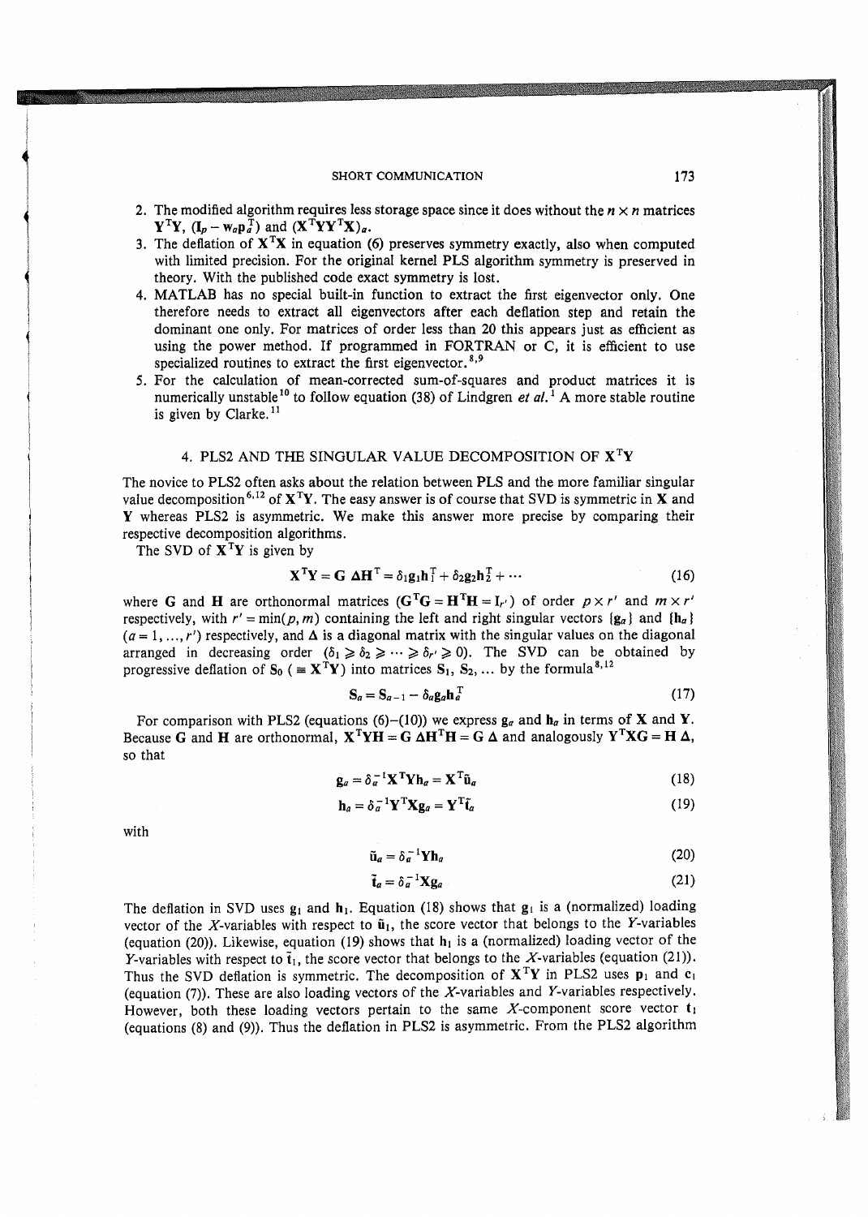2. The modified algorithm requires less storage space since it does without the $n \times n$ matrices $\mathbf{Y}^{\mathrm{T}}\mathbf{Y}$, $(\mathbf{I}_p - \mathbf{w}_a\mathbf{p}_a^{\mathrm{T}})$ and $(\mathbf{X}^{\mathrm{T}}\mathbf{Y}\mathbf{Y}^{\mathrm{T}}\mathbf{X})_a$.
3. The deflation of $\mathbf{X}^{\mathrm{T}}\mathbf{X}$ in equation (6) preserves symmetry exactly, also when computed with limited precision. For the original kernel PLS algorithm symmetry is preserved in theory. With the published code exact symmetry is lost.
4. MATLAB has no special built-in function to extract the first eigenvector only. One therefore needs to extract all eigenvectors after each deflation step and retain the dominant one only. For matrices of order less than 20 this appears just as efficient as using the power method. If programmed in FORTRAN or C, it is efficient to use specialized routines to extract the first eigenvector.[8,9]
5. For the calculation of mean-corrected sum-of-squares and product matrices it is numerically unstable[10] to follow equation (38) of Lindgren *et al.*[1] A more stable routine is given by Clarke.[11]

## 4. PLS2 AND THE SINGULAR VALUE DECOMPOSITION OF $\mathbf{X}^{\mathrm{T}}\mathbf{Y}$

The novice to PLS2 often asks about the relation between PLS and the more familiar singular value decomposition[6,12] of $\mathbf{X}^{\mathrm{T}}\mathbf{Y}$. The easy answer is of course that SVD is symmetric in $\mathbf{X}$ and $\mathbf{Y}$ whereas PLS2 is asymmetric. We make this answer more precise by comparing their respective decomposition algorithms.

The SVD of $\mathbf{X}^{\mathrm{T}}\mathbf{Y}$ is given by

$$\mathbf{X}^{\mathrm{T}}\mathbf{Y} = \mathbf{G}\,\boldsymbol{\Delta}\mathbf{H}^{\mathrm{T}} = \delta_1\mathbf{g}_1\mathbf{h}_1^{\mathrm{T}} + \delta_2\mathbf{g}_2\mathbf{h}_2^{\mathrm{T}} + \cdots \tag{16}$$

where $\mathbf{G}$ and $\mathbf{H}$ are orthonormal matrices ($\mathbf{G}^{\mathrm{T}}\mathbf{G} = \mathbf{H}^{\mathrm{T}}\mathbf{H} = \mathbf{I}_{r'}$) of order $p \times r'$ and $m \times r'$ respectively, with $r' = \min(p, m)$ containing the left and right singular vectors $\{\mathbf{g}_a\}$ and $\{\mathbf{h}_a\}$ ($a = 1, \ldots, r'$) respectively, and $\boldsymbol{\Delta}$ is a diagonal matrix with the singular values on the diagonal arranged in decreasing order ($\delta_1 \geqslant \delta_2 \geqslant \cdots \geqslant \delta_{r'} \geqslant 0$). The SVD can be obtained by progressive deflation of $\mathbf{S}_0$ ($\equiv \mathbf{X}^{\mathrm{T}}\mathbf{Y}$) into matrices $\mathbf{S}_1, \mathbf{S}_2, \ldots$ by the formula[8,12]

$$\mathbf{S}_a = \mathbf{S}_{a-1} - \delta_a\mathbf{g}_a\mathbf{h}_a^{\mathrm{T}} \tag{17}$$

For comparison with PLS2 (equations (6)–(10)) we express $\mathbf{g}_a$ and $\mathbf{h}_a$ in terms of $\mathbf{X}$ and $\mathbf{Y}$. Because $\mathbf{G}$ and $\mathbf{H}$ are orthonormal, $\mathbf{X}^{\mathrm{T}}\mathbf{Y}\mathbf{H} = \mathbf{G}\,\boldsymbol{\Delta}\mathbf{H}^{\mathrm{T}}\mathbf{H} = \mathbf{G}\,\boldsymbol{\Delta}$ and analogously $\mathbf{Y}^{\mathrm{T}}\mathbf{X}\mathbf{G} = \mathbf{H}\,\boldsymbol{\Delta}$, so that

$$\mathbf{g}_a = \delta_a^{-1}\mathbf{X}^{\mathrm{T}}\mathbf{Y}\mathbf{h}_a = \mathbf{X}^{\mathrm{T}}\tilde{\mathbf{u}}_a \tag{18}$$

$$\mathbf{h}_a = \delta_a^{-1}\mathbf{Y}^{\mathrm{T}}\mathbf{X}\mathbf{g}_a = \mathbf{Y}^{\mathrm{T}}\tilde{\mathbf{t}}_a \tag{19}$$

with

$$\tilde{\mathbf{u}}_a = \delta_a^{-1}\mathbf{Y}\mathbf{h}_a \tag{20}$$

$$\tilde{\mathbf{t}}_a = \delta_a^{-1}\mathbf{X}\mathbf{g}_a \tag{21}$$

The deflation in SVD uses $\mathbf{g}_1$ and $\mathbf{h}_1$. Equation (18) shows that $\mathbf{g}_1$ is a (normalized) loading vector of the $X$-variables with respect to $\tilde{\mathbf{u}}_1$, the score vector that belongs to the $Y$-variables (equation (20)). Likewise, equation (19) shows that $\mathbf{h}_1$ is a (normalized) loading vector of the $Y$-variables with respect to $\tilde{\mathbf{t}}_1$, the score vector that belongs to the $X$-variables (equation (21)). Thus the SVD deflation is symmetric. The decomposition of $\mathbf{X}^{\mathrm{T}}\mathbf{Y}$ in PLS2 uses $\mathbf{p}_1$ and $\mathbf{c}_1$ (equation (7)). These are also loading vectors of the $X$-variables and $Y$-variables respectively. However, both these loading vectors pertain to the same $X$-component score vector $\mathbf{t}_1$ (equations (8) and (9)). Thus the deflation in PLS2 is asymmetric. From the PLS2 algorithm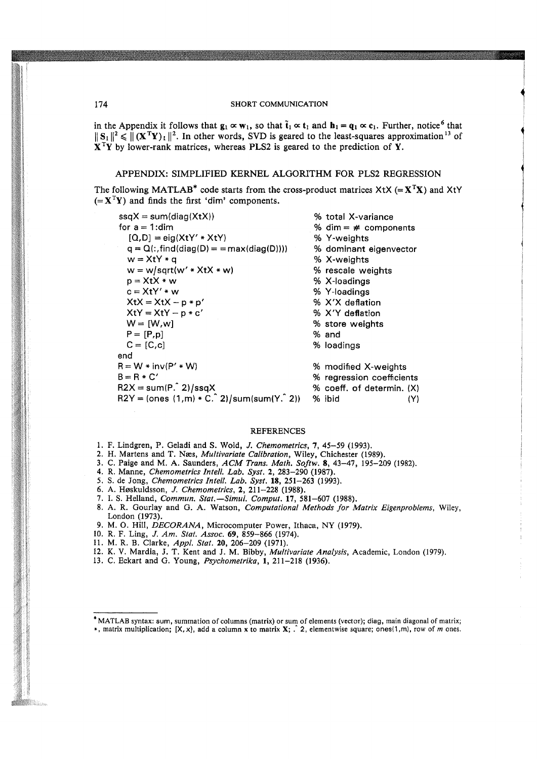in the Appendix it follows that $\mathbf{g}_1 \propto \mathbf{w}_1$, so that $\tilde{\mathbf{t}}_1 \propto \mathbf{t}_1$ and $\mathbf{h}_1 = \mathbf{q}_1 \propto \mathbf{c}_1$. Further, notice[6] that $\| \mathbf{S}_1 \|^2 \leqslant \| (\mathbf{X}^\mathrm{T}\mathbf{Y})_1 \|^2$. In other words, SVD is geared to the least-squares approximation[13] of $\mathbf{X}^\mathrm{T}\mathbf{Y}$ by lower-rank matrices, whereas PLS2 is geared to the prediction of $\mathbf{Y}$.

## APPENDIX: SIMPLIFIED KERNEL ALGORITHM FOR PLS2 REGRESSION

The following MATLAB* code starts from the cross-product matrices XtX ($=\mathbf{X}^\mathrm{T}\mathbf{X}$) and XtY ($=\mathbf{X}^\mathrm{T}\mathbf{Y}$) and finds the first 'dim' components.

```
ssqX = sum(diag(XtX))                        % total X-variance
for a = 1:dim                                % dim = # components
  [Q,D] = eig(XtY' * XtY)                    % Y-weights
  q = Q(:,find(diag(D) == max(diag(D))))     % dominant eigenvector
  w = XtY * q                                % X-weights
  w = w/sqrt(w' * XtX * w)                   % rescale weights
  p = XtX * w                                % X-loadings
  c = XtY' * w                               % Y-loadings
  XtX = XtX - p * p'                         % X'X deflation
  XtY = XtY - p * c'                         % X'Y deflation
  W = [W,w]                                  % store weights
  P = [P,p]                                  % and
  C = [C,c]                                  % loadings
end
R = W * inv(P' * W)                          % modified X-weights
B = R * C'                                   % regression coefficients
R2X = sum(P.^2)/ssqX                         % coeff. of determin. (X)
R2Y = (ones (1,m) * C.^2)/sum(sum(Y.^2))     % ibid                (Y)
```

### REFERENCES

1. F. Lindgren, P. Geladi and S. Wold, *J. Chemometrics*, **7**, 45–59 (1993).
2. H. Martens and T. Næs, *Multivariate Calibration*, Wiley, Chichester (1989).
3. C. Paige and M. A. Saunders, *ACM Trans. Math. Softw.* **8**, 43–47, 195–209 (1982).
4. R. Manne, *Chemometrics Intell. Lab. Syst.* **2**, 283–290 (1987).
5. S. de Jong, *Chemometrics Intell. Lab. Syst.* **18**, 251–263 (1993).
6. A. Høskuldsson, *J. Chemometrics*, **2**, 211–228 (1988).
7. I. S. Helland, *Commun. Stat.—Simul. Comput.* **17**, 581–607 (1988).
8. A. R. Gourlay and G. A. Watson, *Computational Methods for Matrix Eigenproblems*, Wiley, London (1973).
9. M. O. Hill, *DECORANA*, Microcomputer Power, Ithaca, NY (1979).
10. R. F. Ling, *J. Am. Stat. Assoc.* **69**, 859–866 (1974).
11. M. R. B. Clarke, *Appl. Stat.* **20**, 206–209 (1971).
12. K. V. Mardia, J. T. Kent and J. M. Bibby, *Multivariate Analysis*, Academic, London (1979).
13. C. Eckart and G. Young, *Psychometrika*, **1**, 211–218 (1936).

---

* MATLAB syntax: sum, summation of columns (matrix) or sum of elements (vector); diag, main diagonal of matrix; *, matrix multiplication; [X, x], add a column **x** to matrix **X**; .^ 2, elementwise square; ones(1,m), row of *m* ones.